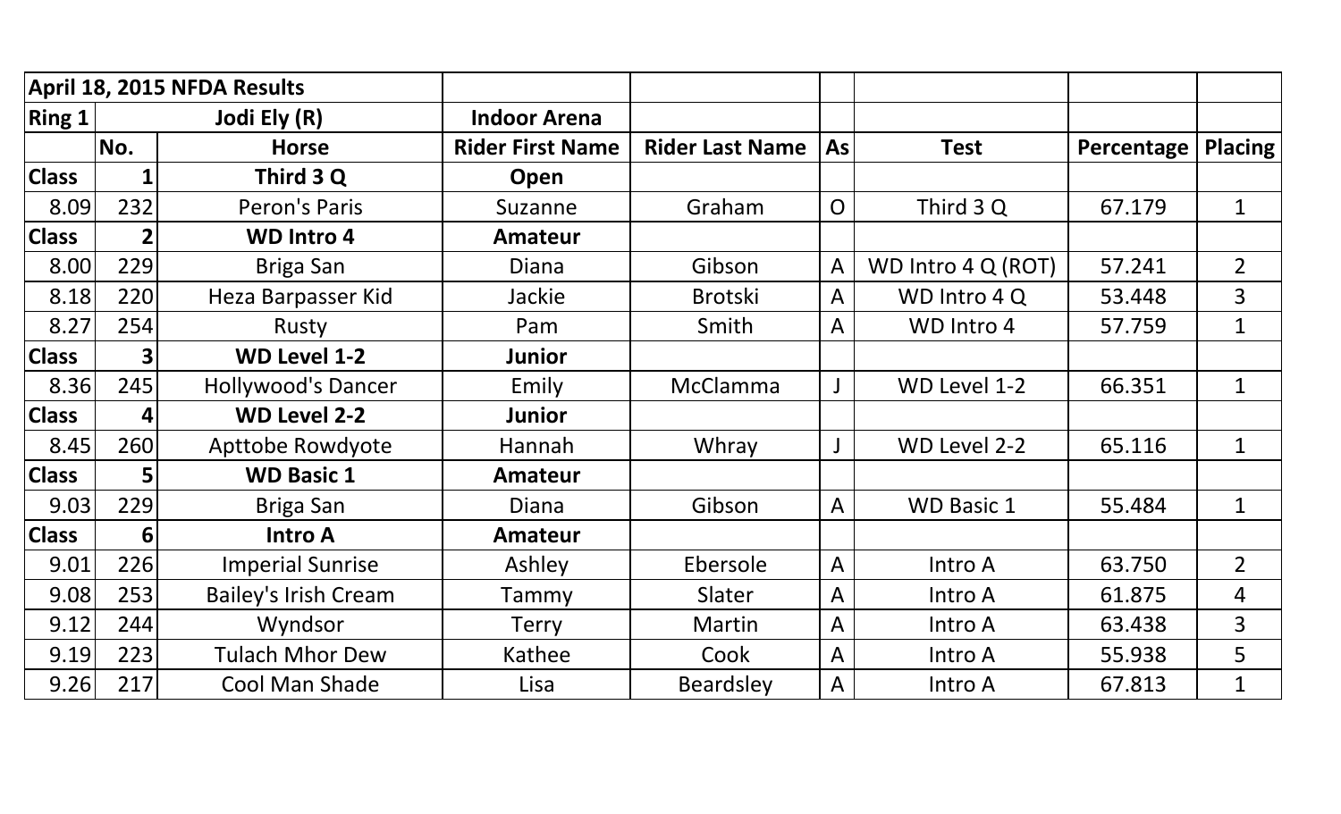| April 18, 2015 NFDA Results | | | | | | | | |
|---|---|---|---|---|---|---|---|---|
| **Ring 1** | **Jodi Ely (R)** | | **Indoor Arena** | | | | | |
| | **No.** | **Horse** | **Rider First Name** | **Rider Last Name** | **As** | **Test** | **Percentage** | **Placing** |
| **Class** | **1** | **Third 3 Q** | **Open** | | | | | |
| 8.09 | 232 | Peron's Paris | Suzanne | Graham | O | Third 3 Q | 67.179 | 1 |
| **Class** | **2** | **WD Intro 4** | **Amateur** | | | | | |
| 8.00 | 229 | Briga San | Diana | Gibson | A | WD Intro 4 Q (ROT) | 57.241 | 2 |
| 8.18 | 220 | Heza Barpasser Kid | Jackie | Brotski | A | WD Intro 4 Q | 53.448 | 3 |
| 8.27 | 254 | Rusty | Pam | Smith | A | WD Intro 4 | 57.759 | 1 |
| **Class** | **3** | **WD Level 1-2** | **Junior** | | | | | |
| 8.36 | 245 | Hollywood's Dancer | Emily | McClamma | J | WD Level 1-2 | 66.351 | 1 |
| **Class** | **4** | **WD Level 2-2** | **Junior** | | | | | |
| 8.45 | 260 | Apttobe Rowdyote | Hannah | Whray | J | WD Level 2-2 | 65.116 | 1 |
| **Class** | **5** | **WD Basic 1** | **Amateur** | | | | | |
| 9.03 | 229 | Briga San | Diana | Gibson | A | WD Basic 1 | 55.484 | 1 |
| **Class** | **6** | **Intro A** | **Amateur** | | | | | |
| 9.01 | 226 | Imperial Sunrise | Ashley | Ebersole | A | Intro A | 63.750 | 2 |
| 9.08 | 253 | Bailey's Irish Cream | Tammy | Slater | A | Intro A | 61.875 | 4 |
| 9.12 | 244 | Wyndsor | Terry | Martin | A | Intro A | 63.438 | 3 |
| 9.19 | 223 | Tulach Mhor Dew | Kathee | Cook | A | Intro A | 55.938 | 5 |
| 9.26 | 217 | Cool Man Shade | Lisa | Beardsley | A | Intro A | 67.813 | 1 |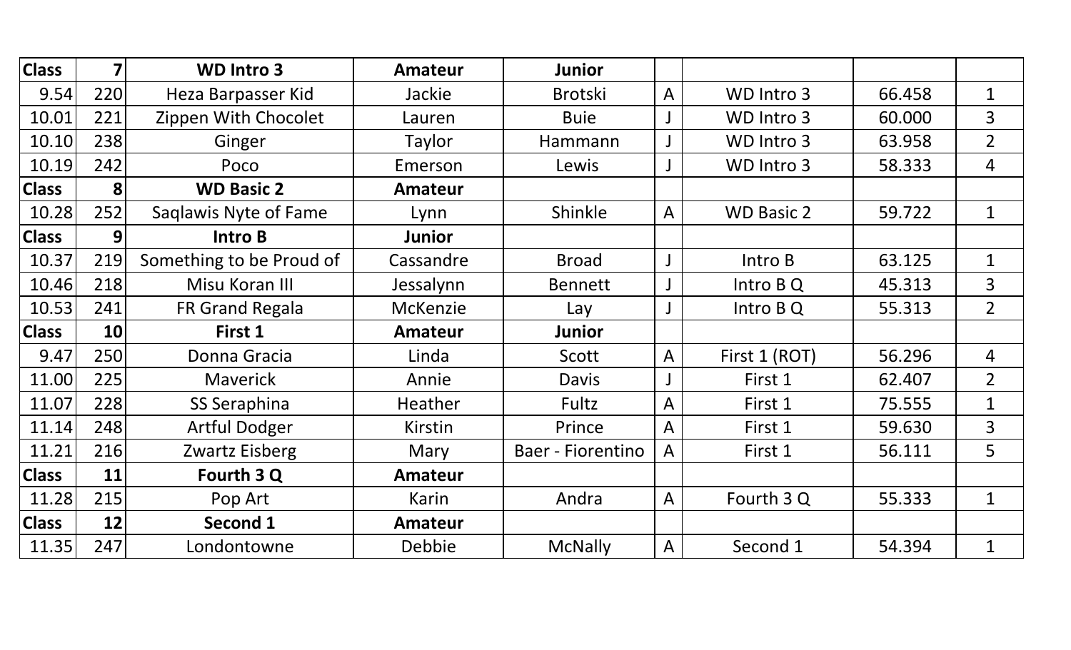| Class | 7 | WD Intro 3 | Amateur | Junior | | | | |
|---|---|---|---|---|---|---|---|---|
| 9.54 | 220 | Heza Barpasser Kid | Jackie | Brotski | A | WD Intro 3 | 66.458 | 1 |
| 10.01 | 221 | Zippen With Chocolet | Lauren | Buie | J | WD Intro 3 | 60.000 | 3 |
| 10.10 | 238 | Ginger | Taylor | Hammann | J | WD Intro 3 | 63.958 | 2 |
| 10.19 | 242 | Poco | Emerson | Lewis | J | WD Intro 3 | 58.333 | 4 |
| **Class** | **8** | **WD Basic 2** | **Amateur** | | | | | |
| 10.28 | 252 | Saqlawis Nyte of Fame | Lynn | Shinkle | A | WD Basic 2 | 59.722 | 1 |
| **Class** | **9** | **Intro B** | **Junior** | | | | | |
| 10.37 | 219 | Something to be Proud of | Cassandre | Broad | J | Intro B | 63.125 | 1 |
| 10.46 | 218 | Misu Koran III | Jessalynn | Bennett | J | Intro B Q | 45.313 | 3 |
| 10.53 | 241 | FR Grand Regala | McKenzie | Lay | J | Intro B Q | 55.313 | 2 |
| **Class** | **10** | **First 1** | **Amateur** | **Junior** | | | | |
| 9.47 | 250 | Donna Gracia | Linda | Scott | A | First 1 (ROT) | 56.296 | 4 |
| 11.00 | 225 | Maverick | Annie | Davis | J | First 1 | 62.407 | 2 |
| 11.07 | 228 | SS Seraphina | Heather | Fultz | A | First 1 | 75.555 | 1 |
| 11.14 | 248 | Artful Dodger | Kirstin | Prince | A | First 1 | 59.630 | 3 |
| 11.21 | 216 | Zwartz Eisberg | Mary | Baer - Fiorentino | A | First 1 | 56.111 | 5 |
| **Class** | **11** | **Fourth 3 Q** | **Amateur** | | | | | |
| 11.28 | 215 | Pop Art | Karin | Andra | A | Fourth 3 Q | 55.333 | 1 |
| **Class** | **12** | **Second 1** | **Amateur** | | | | | |
| 11.35 | 247 | Londontowne | Debbie | McNally | A | Second 1 | 54.394 | 1 |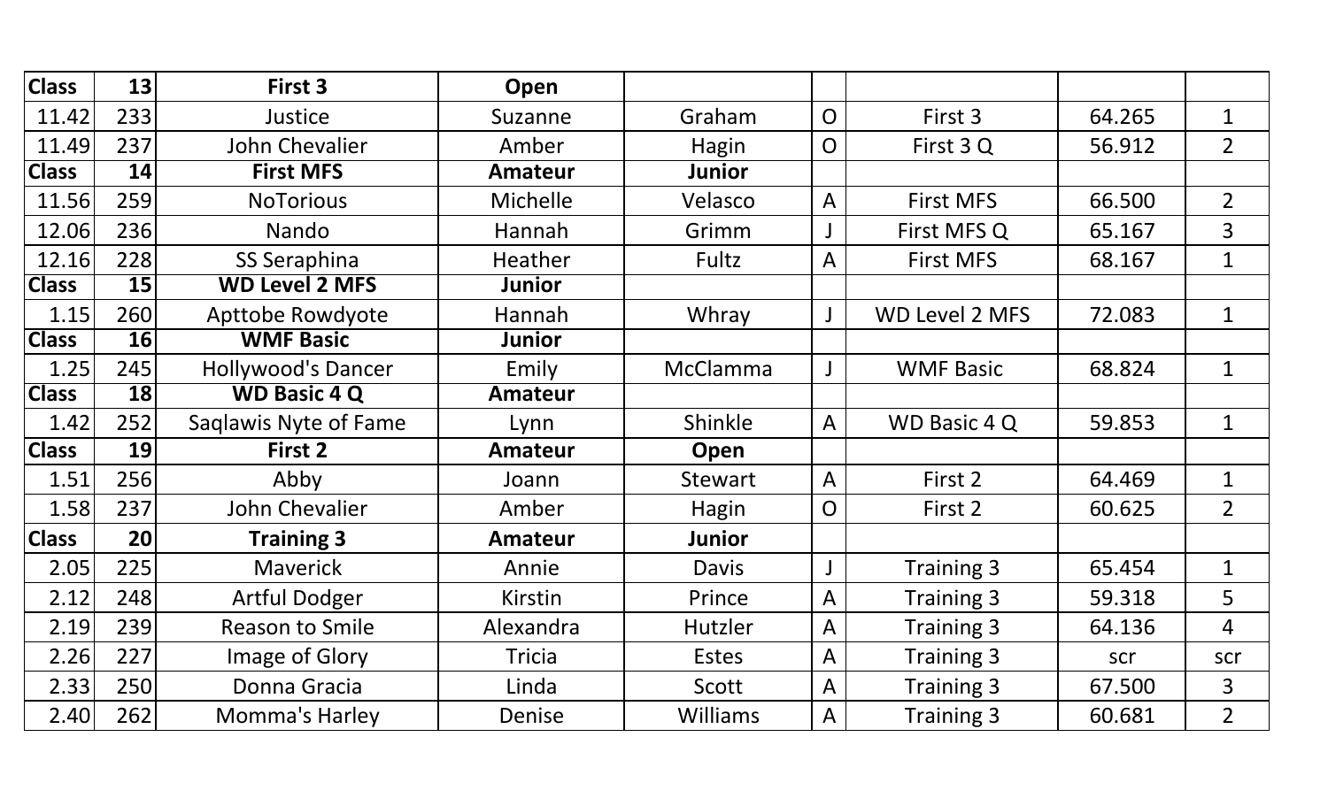| Class | 13 | First 3 | Open | | | | | |
|---|---|---|---|---|---|---|---|---|
| 11.42 | 233 | Justice | Suzanne | Graham | O | First 3 | 64.265 | 1 |
| 11.49 | 237 | John Chevalier | Amber | Hagin | O | First 3 Q | 56.912 | 2 |
| **Class** | **14** | **First MFS** | **Amateur** | **Junior** | | | | |
| 11.56 | 259 | NoTorious | Michelle | Velasco | A | First MFS | 66.500 | 2 |
| 12.06 | 236 | Nando | Hannah | Grimm | J | First MFS Q | 65.167 | 3 |
| 12.16 | 228 | SS Seraphina | Heather | Fultz | A | First MFS | 68.167 | 1 |
| **Class** | **15** | **WD Level 2 MFS** | **Junior** | | | | | |
| 1.15 | 260 | Apttobe Rowdyote | Hannah | Whray | J | WD Level 2 MFS | 72.083 | 1 |
| **Class** | **16** | **WMF Basic** | **Junior** | | | | | |
| 1.25 | 245 | Hollywood's Dancer | Emily | McClamma | J | WMF Basic | 68.824 | 1 |
| **Class** | **18** | **WD Basic 4 Q** | **Amateur** | | | | | |
| 1.42 | 252 | Saqlawis Nyte of Fame | Lynn | Shinkle | A | WD Basic 4 Q | 59.853 | 1 |
| **Class** | **19** | **First 2** | **Amateur** | **Open** | | | | |
| 1.51 | 256 | Abby | Joann | Stewart | A | First 2 | 64.469 | 1 |
| 1.58 | 237 | John Chevalier | Amber | Hagin | O | First 2 | 60.625 | 2 |
| **Class** | **20** | **Training 3** | **Amateur** | **Junior** | | | | |
| 2.05 | 225 | Maverick | Annie | Davis | J | Training 3 | 65.454 | 1 |
| 2.12 | 248 | Artful Dodger | Kirstin | Prince | A | Training 3 | 59.318 | 5 |
| 2.19 | 239 | Reason to Smile | Alexandra | Hutzler | A | Training 3 | 64.136 | 4 |
| 2.26 | 227 | Image of Glory | Tricia | Estes | A | Training 3 | scr | scr |
| 2.33 | 250 | Donna Gracia | Linda | Scott | A | Training 3 | 67.500 | 3 |
| 2.40 | 262 | Momma's Harley | Denise | Williams | A | Training 3 | 60.681 | 2 |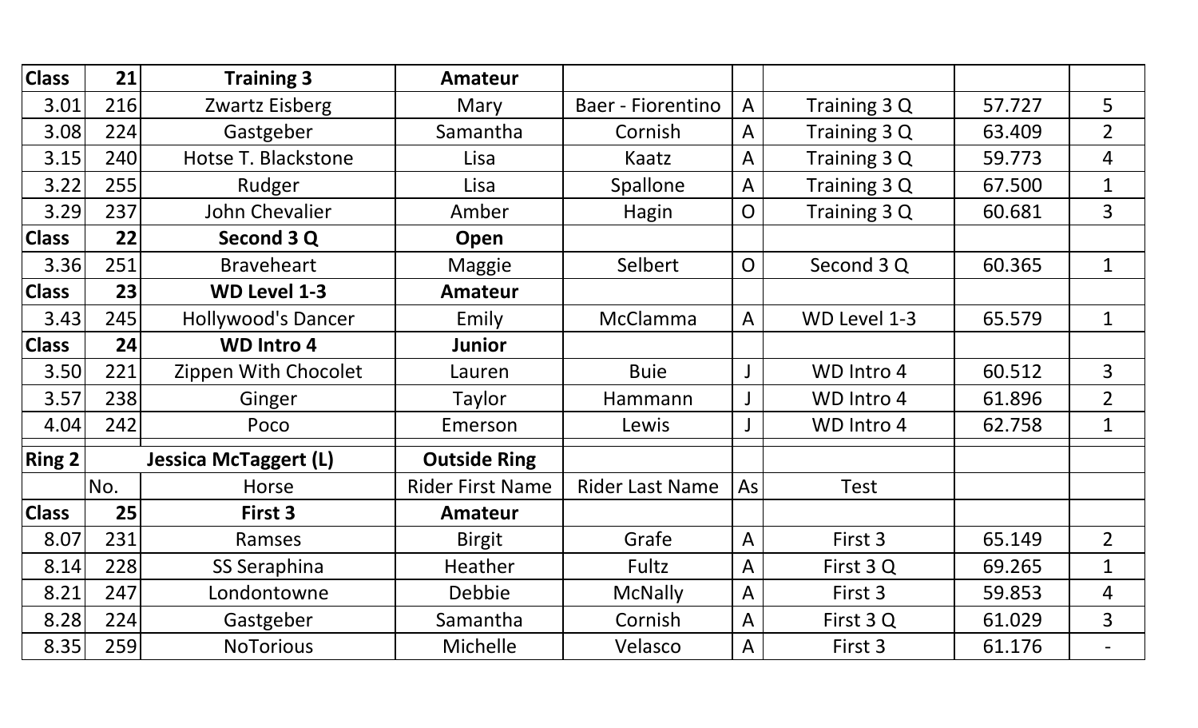| Class | 21 | Training 3 | Amateur | | | | | |
|---|---|---|---|---|---|---|---|---|
| 3.01 | 216 | Zwartz Eisberg | Mary | Baer - Fiorentino | A | Training 3 Q | 57.727 | 5 |
| 3.08 | 224 | Gastgeber | Samantha | Cornish | A | Training 3 Q | 63.409 | 2 |
| 3.15 | 240 | Hotse T. Blackstone | Lisa | Kaatz | A | Training 3 Q | 59.773 | 4 |
| 3.22 | 255 | Rudger | Lisa | Spallone | A | Training 3 Q | 67.500 | 1 |
| 3.29 | 237 | John Chevalier | Amber | Hagin | O | Training 3 Q | 60.681 | 3 |
| **Class** | **22** | **Second 3 Q** | **Open** | | | | | |
| 3.36 | 251 | Braveheart | Maggie | Selbert | O | Second 3 Q | 60.365 | 1 |
| **Class** | **23** | **WD Level 1-3** | **Amateur** | | | | | |
| 3.43 | 245 | Hollywood's Dancer | Emily | McClamma | A | WD Level 1-3 | 65.579 | 1 |
| **Class** | **24** | **WD Intro 4** | **Junior** | | | | | |
| 3.50 | 221 | Zippen With Chocolet | Lauren | Buie | J | WD Intro 4 | 60.512 | 3 |
| 3.57 | 238 | Ginger | Taylor | Hammann | J | WD Intro 4 | 61.896 | 2 |
| 4.04 | 242 | Poco | Emerson | Lewis | J | WD Intro 4 | 62.758 | 1 |

| Ring 2 | | Jessica McTaggert (L) | Outside Ring | | | | | |
|---|---|---|---|---|---|---|---|---|
| | No. | Horse | Rider First Name | Rider Last Name | As | Test | | |
| **Class** | **25** | **First 3** | **Amateur** | | | | | |
| 8.07 | 231 | Ramses | Birgit | Grafe | A | First 3 | 65.149 | 2 |
| 8.14 | 228 | SS Seraphina | Heather | Fultz | A | First 3 Q | 69.265 | 1 |
| 8.21 | 247 | Londontowne | Debbie | McNally | A | First 3 | 59.853 | 4 |
| 8.28 | 224 | Gastgeber | Samantha | Cornish | A | First 3 Q | 61.029 | 3 |
| 8.35 | 259 | NoTorious | Michelle | Velasco | A | First 3 | 61.176 | - |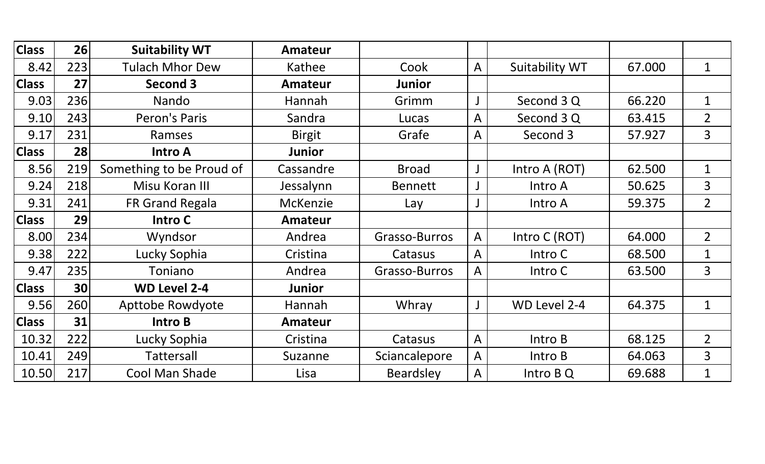| Class | 26 | Suitability WT | Amateur | | | | | |
|---|---|---|---|---|---|---|---|---|
| 8.42 | 223 | Tulach Mhor Dew | Kathee | Cook | A | Suitability WT | 67.000 | 1 |
| **Class** | **27** | **Second 3** | **Amateur** | **Junior** | | | | |
| 9.03 | 236 | Nando | Hannah | Grimm | J | Second 3 Q | 66.220 | 1 |
| 9.10 | 243 | Peron's Paris | Sandra | Lucas | A | Second 3 Q | 63.415 | 2 |
| 9.17 | 231 | Ramses | Birgit | Grafe | A | Second 3 | 57.927 | 3 |
| **Class** | **28** | **Intro A** | **Junior** | | | | | |
| 8.56 | 219 | Something to be Proud of | Cassandre | Broad | J | Intro A (ROT) | 62.500 | 1 |
| 9.24 | 218 | Misu Koran III | Jessalynn | Bennett | J | Intro A | 50.625 | 3 |
| 9.31 | 241 | FR Grand Regala | McKenzie | Lay | J | Intro A | 59.375 | 2 |
| **Class** | **29** | **Intro C** | **Amateur** | | | | | |
| 8.00 | 234 | Wyndsor | Andrea | Grasso-Burros | A | Intro C (ROT) | 64.000 | 2 |
| 9.38 | 222 | Lucky Sophia | Cristina | Catasus | A | Intro C | 68.500 | 1 |
| 9.47 | 235 | Toniano | Andrea | Grasso-Burros | A | Intro C | 63.500 | 3 |
| **Class** | **30** | **WD Level 2-4** | **Junior** | | | | | |
| 9.56 | 260 | Apttobe Rowdyote | Hannah | Whray | J | WD Level 2-4 | 64.375 | 1 |
| **Class** | **31** | **Intro B** | **Amateur** | | | | | |
| 10.32 | 222 | Lucky Sophia | Cristina | Catasus | A | Intro B | 68.125 | 2 |
| 10.41 | 249 | Tattersall | Suzanne | Sciancalepore | A | Intro B | 64.063 | 3 |
| 10.50 | 217 | Cool Man Shade | Lisa | Beardsley | A | Intro B Q | 69.688 | 1 |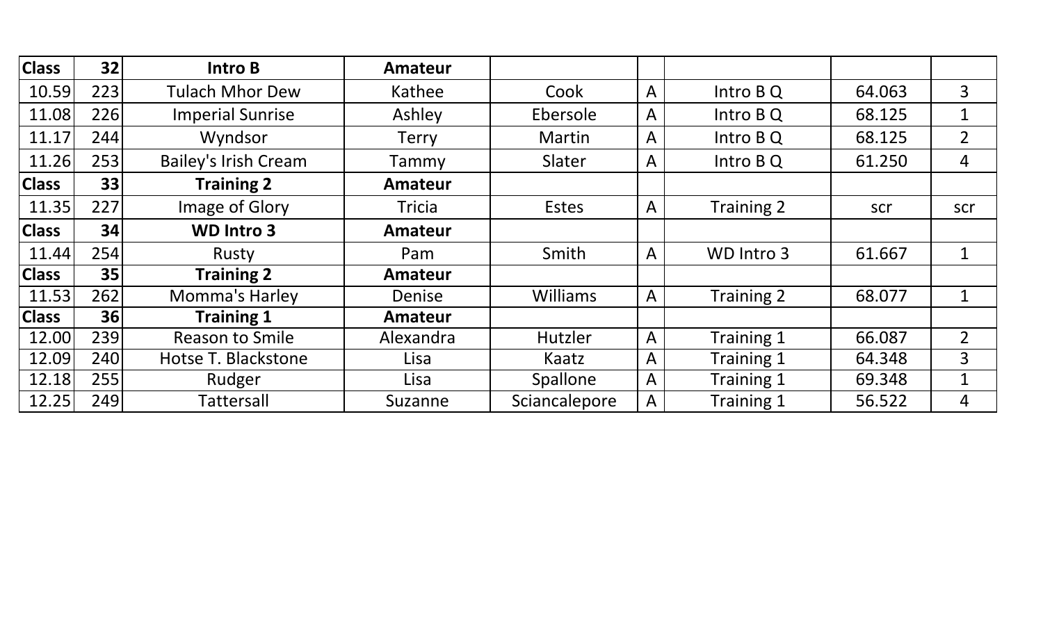| Class | 32 | Intro B | Amateur | | | | | |
|---|---|---|---|---|---|---|---|---|
| 10.59 | 223 | Tulach Mhor Dew | Kathee | Cook | A | Intro B Q | 64.063 | 3 |
| 11.08 | 226 | Imperial Sunrise | Ashley | Ebersole | A | Intro B Q | 68.125 | 1 |
| 11.17 | 244 | Wyndsor | Terry | Martin | A | Intro B Q | 68.125 | 2 |
| 11.26 | 253 | Bailey's Irish Cream | Tammy | Slater | A | Intro B Q | 61.250 | 4 |
| **Class** | **33** | **Training 2** | **Amateur** | | | | | |
| 11.35 | 227 | Image of Glory | Tricia | Estes | A | Training 2 | scr | scr |
| **Class** | **34** | **WD Intro 3** | **Amateur** | | | | | |
| 11.44 | 254 | Rusty | Pam | Smith | A | WD Intro 3 | 61.667 | 1 |
| **Class** | **35** | **Training 2** | **Amateur** | | | | | |
| 11.53 | 262 | Momma's Harley | Denise | Williams | A | Training 2 | 68.077 | 1 |
| **Class** | **36** | **Training 1** | **Amateur** | | | | | |
| 12.00 | 239 | Reason to Smile | Alexandra | Hutzler | A | Training 1 | 66.087 | 2 |
| 12.09 | 240 | Hotse T. Blackstone | Lisa | Kaatz | A | Training 1 | 64.348 | 3 |
| 12.18 | 255 | Rudger | Lisa | Spallone | A | Training 1 | 69.348 | 1 |
| 12.25 | 249 | Tattersall | Suzanne | Sciancalepore | A | Training 1 | 56.522 | 4 |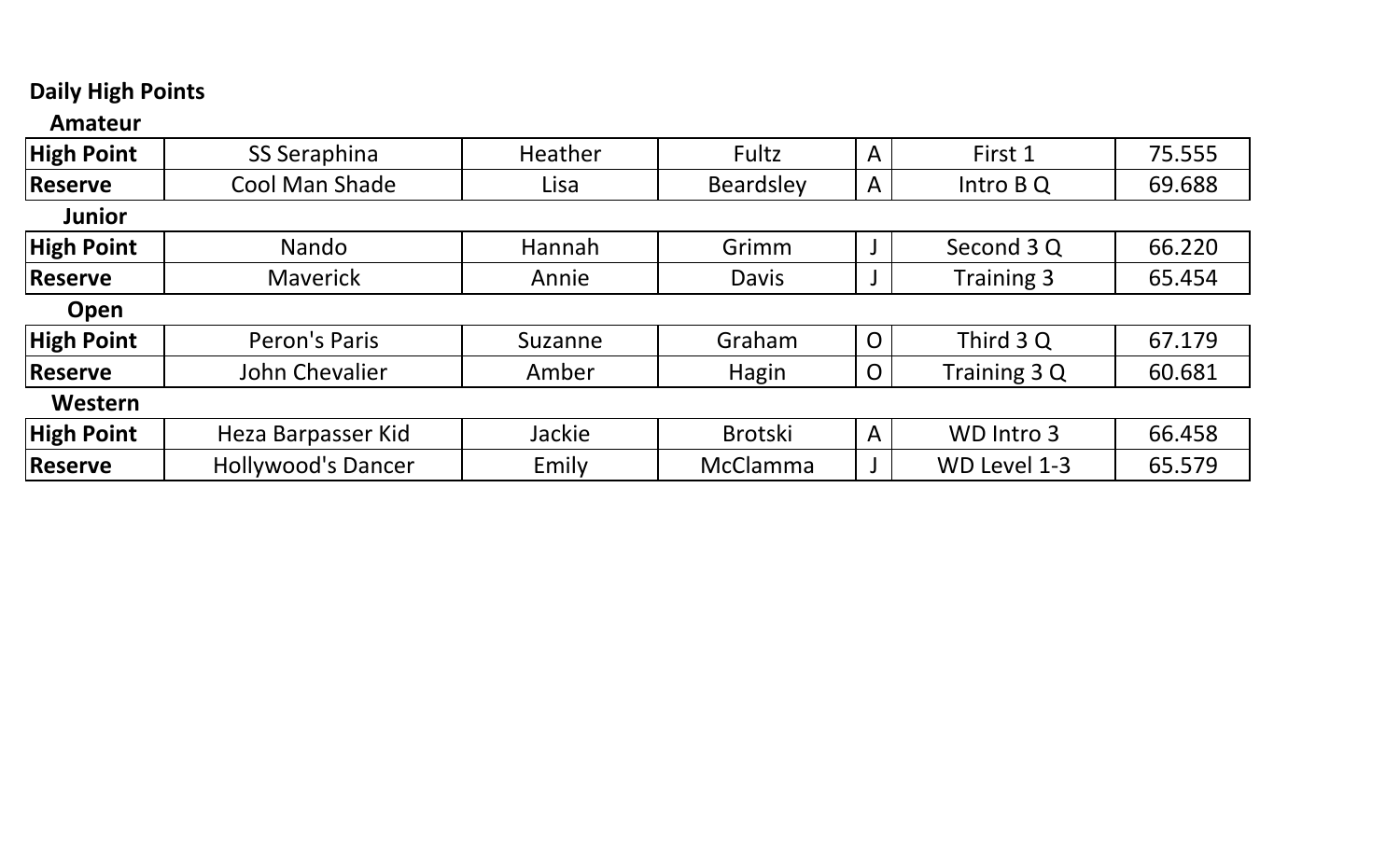**Daily High Points**

**Amateur**

| | | | | | | |
|---|---|---|---|---|---|---|
| **High Point** | SS Seraphina | Heather | Fultz | A | First 1 | 75.555 |
| **Reserve** | Cool Man Shade | Lisa | Beardsley | A | Intro B Q | 69.688 |

**Junior**

| | | | | | | |
|---|---|---|---|---|---|---|
| **High Point** | Nando | Hannah | Grimm | J | Second 3 Q | 66.220 |
| **Reserve** | Maverick | Annie | Davis | J | Training 3 | 65.454 |

**Open**

| | | | | | | |
|---|---|---|---|---|---|---|
| **High Point** | Peron's Paris | Suzanne | Graham | O | Third 3 Q | 67.179 |
| **Reserve** | John Chevalier | Amber | Hagin | O | Training 3 Q | 60.681 |

**Western**

| | | | | | | |
|---|---|---|---|---|---|---|
| **High Point** | Heza Barpasser Kid | Jackie | Brotski | A | WD Intro 3 | 66.458 |
| **Reserve** | Hollywood's Dancer | Emily | McClamma | J | WD Level 1-3 | 65.579 |